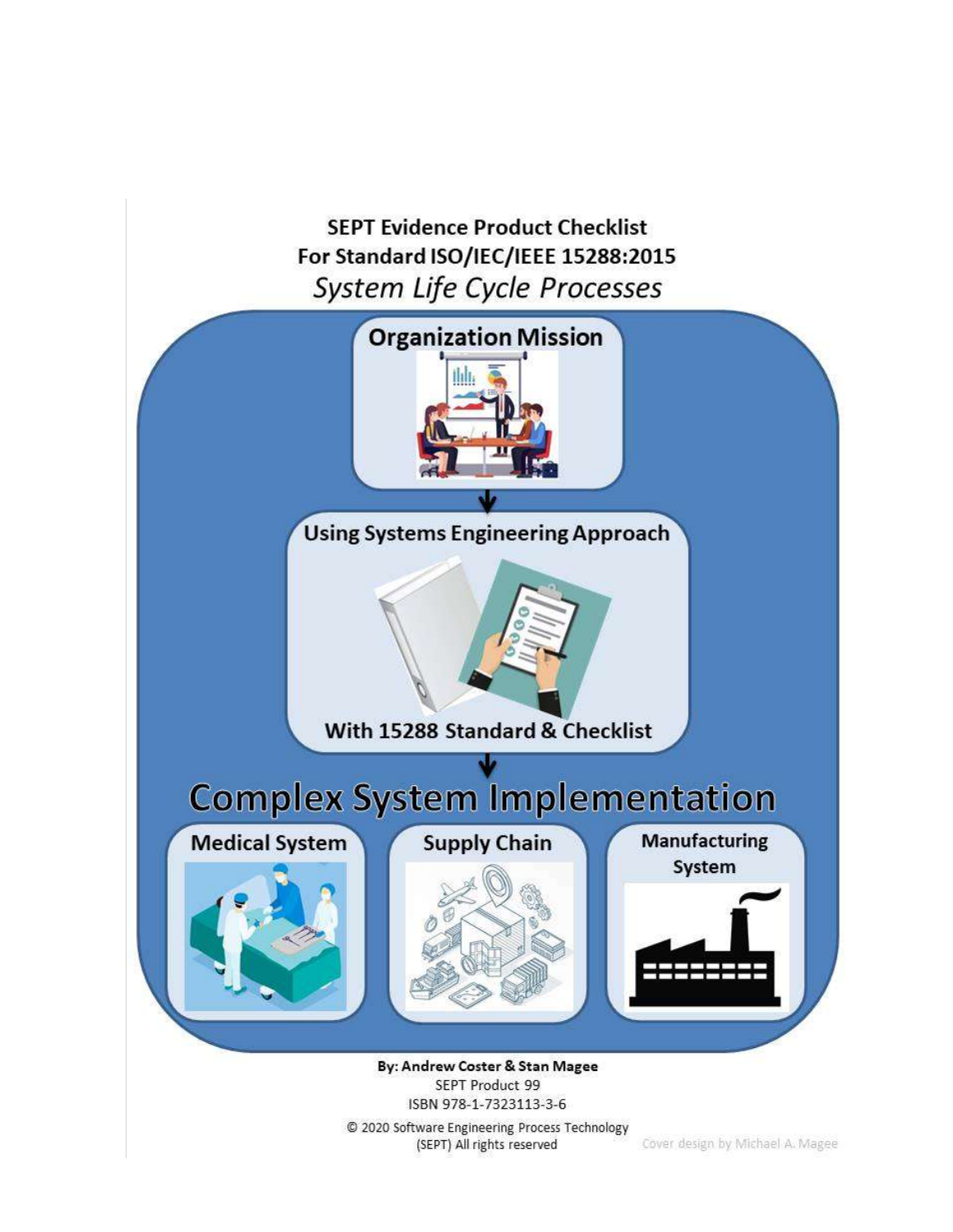# SEPT Evidence Product Checklist
# For Standard ISO/IEC/IEEE 15288:2015
## *System Life Cycle Processes*

**Organization Mission**

**Using Systems Engineering Approach**

**With 15288 Standard & Checklist**

**Complex System Implementation**

**Medical System** | **Supply Chain** | **Manufacturing System**

**By: Andrew Coster & Stan Magee**

SEPT Product 99

ISBN 978-1-7323113-3-6

© 2020 Software Engineering Process Technology (SEPT) All rights reserved

Cover design by Michael A. Magee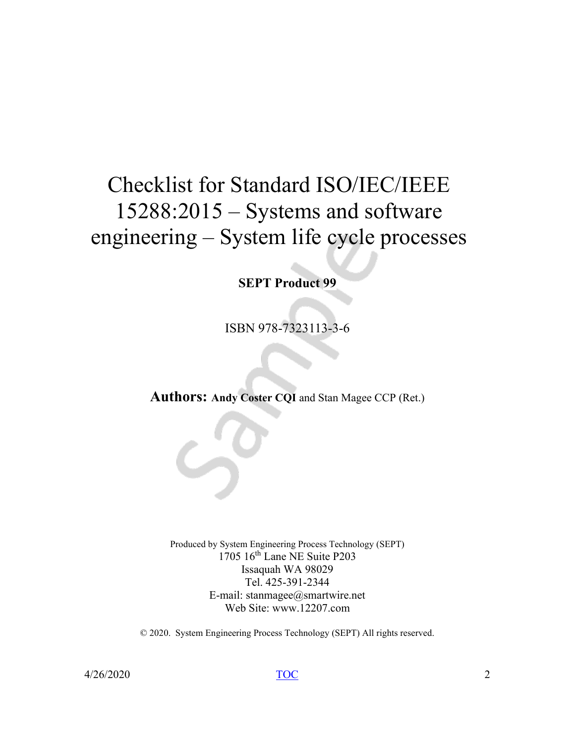# Checklist for Standard ISO/IEC/IEEE 15288:2015 – Systems and software engineering – System life cycle processes

**SEPT Product 99**

ISBN 978-7323113-3-6

**Authors: Andy Coster CQI** and Stan Magee CCP (Ret.)

Produced by System Engineering Process Technology (SEPT)
1705 16th Lane NE Suite P203
Issaquah WA 98029
Tel. 425-391-2344
E-mail: stanmagee@smartwire.net
Web Site: www.12207.com

© 2020. System Engineering Process Technology (SEPT) All rights reserved.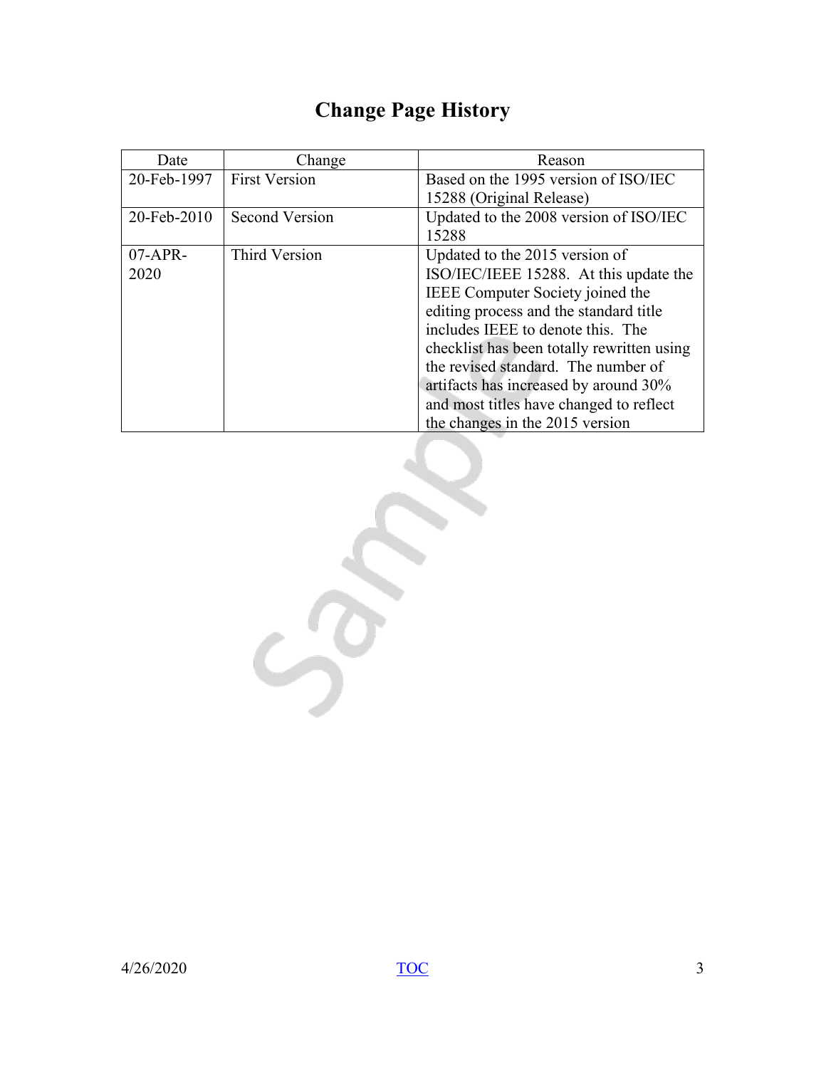# Change Page History

| Date | Change | Reason |
|---|---|---|
| 20-Feb-1997 | First Version | Based on the 1995 version of ISO/IEC 15288 (Original Release) |
| 20-Feb-2010 | Second Version | Updated to the 2008 version of ISO/IEC 15288 |
| 07-APR-2020 | Third Version | Updated to the 2015 version of ISO/IEC/IEEE 15288. At this update the IEEE Computer Society joined the editing process and the standard title includes IEEE to denote this. The checklist has been totally rewritten using the revised standard. The number of artifacts has increased by around 30% and most titles have changed to reflect the changes in the 2015 version |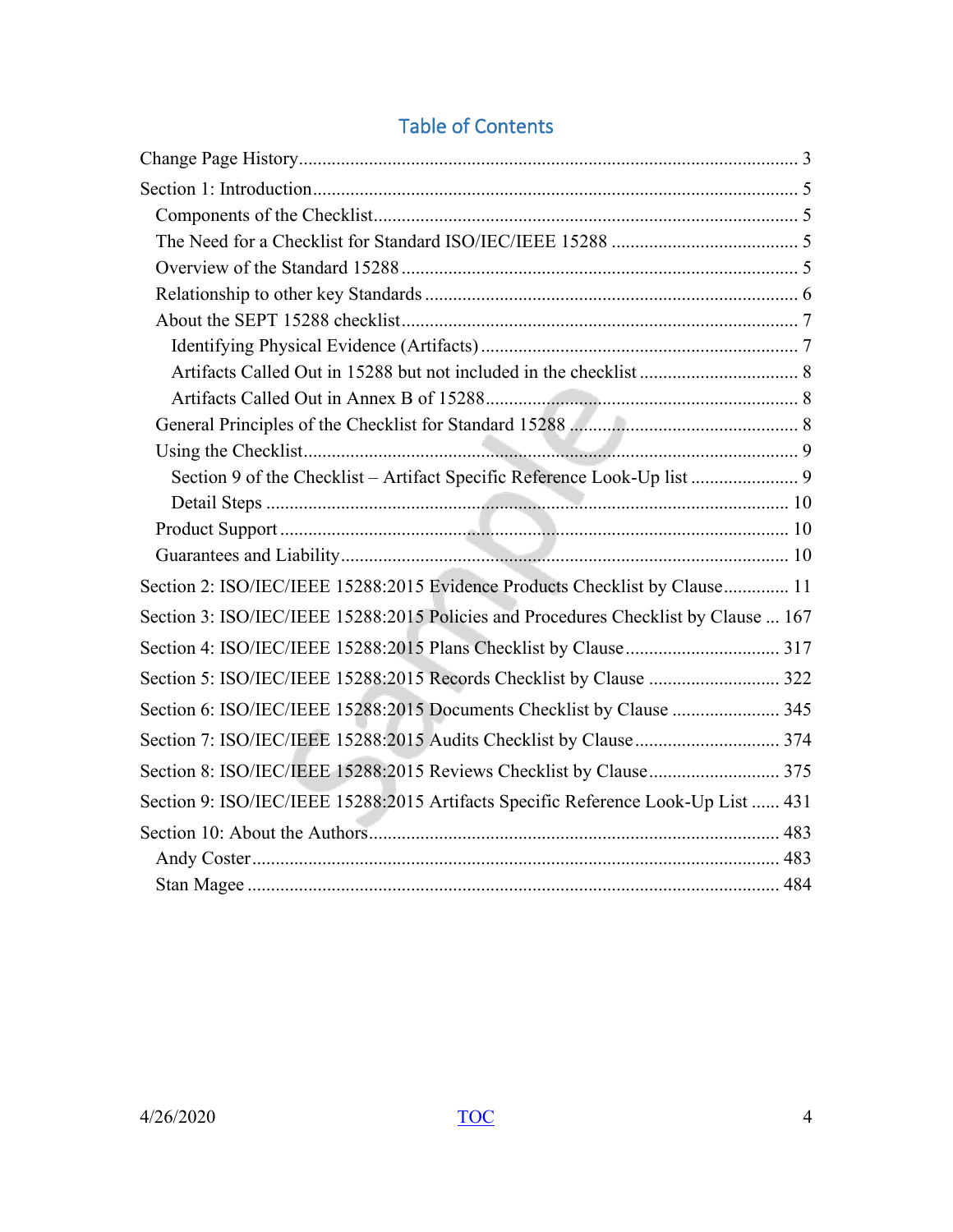# Table of Contents

Change Page History ........................................................................................................ 3

Section 1: Introduction ...................................................................................................... 5

- Components of the Checklist ........................................................................................ 5
- The Need for a Checklist for Standard ISO/IEC/IEEE 15288 ...................................... 5
- Overview of the Standard 15288 .................................................................................. 5
- Relationship to other key Standards ............................................................................. 6
- About the SEPT 15288 checklist .................................................................................. 7
  - Identifying Physical Evidence (Artifacts) ................................................................ 7
  - Artifacts Called Out in 15288 but not included in the checklist ............................... 8
  - Artifacts Called Out in Annex B of 15288 ................................................................ 8
- General Principles of the Checklist for Standard 15288 .............................................. 8
- Using the Checklist ....................................................................................................... 9
  - Section 9 of the Checklist – Artifact Specific Reference Look-Up list ..................... 9
  - Detail Steps ............................................................................................................. 10
- Product Support .......................................................................................................... 10
- Guarantees and Liability .............................................................................................. 10

Section 2: ISO/IEC/IEEE 15288:2015 Evidence Products Checklist by Clause .............. 11

Section 3: ISO/IEC/IEEE 15288:2015 Policies and Procedures Checklist by Clause ... 167

Section 4: ISO/IEC/IEEE 15288:2015 Plans Checklist by Clause ................................ 317

Section 5: ISO/IEC/IEEE 15288:2015 Records Checklist by Clause ........................... 322

Section 6: ISO/IEC/IEEE 15288:2015 Documents Checklist by Clause ....................... 345

Section 7: ISO/IEC/IEEE 15288:2015 Audits Checklist by Clause ............................... 374

Section 8: ISO/IEC/IEEE 15288:2015 Reviews Checklist by Clause ........................... 375

Section 9: ISO/IEC/IEEE 15288:2015 Artifacts Specific Reference Look-Up List ...... 431

Section 10: About the Authors ...................................................................................... 483

- Andy Coster ................................................................................................................ 483
- Stan Magee ................................................................................................................. 484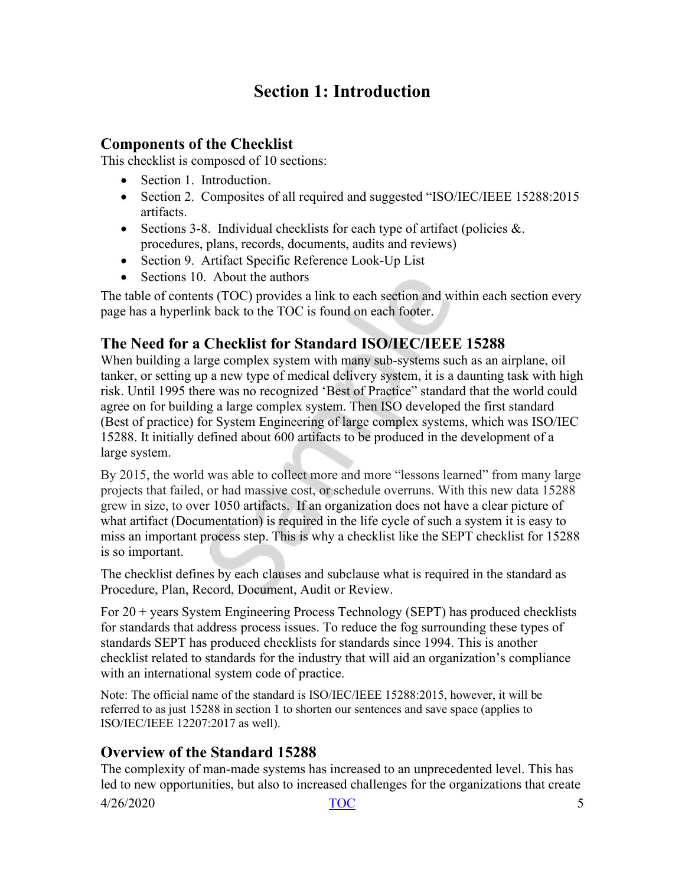# Section 1: Introduction

## Components of the Checklist

This checklist is composed of 10 sections:

- Section 1. Introduction.
- Section 2. Composites of all required and suggested "ISO/IEC/IEEE 15288:2015 artifacts.
- Sections 3-8. Individual checklists for each type of artifact (policies &. procedures, plans, records, documents, audits and reviews)
- Section 9. Artifact Specific Reference Look-Up List
- Sections 10. About the authors

The table of contents (TOC) provides a link to each section and within each section every page has a hyperlink back to the TOC is found on each footer.

## The Need for a Checklist for Standard ISO/IEC/IEEE 15288

When building a large complex system with many sub-systems such as an airplane, oil tanker, or setting up a new type of medical delivery system, it is a daunting task with high risk. Until 1995 there was no recognized 'Best of Practice" standard that the world could agree on for building a large complex system. Then ISO developed the first standard (Best of practice) for System Engineering of large complex systems, which was ISO/IEC 15288. It initially defined about 600 artifacts to be produced in the development of a large system.

By 2015, the world was able to collect more and more "lessons learned" from many large projects that failed, or had massive cost, or schedule overruns. With this new data 15288 grew in size, to over 1050 artifacts. If an organization does not have a clear picture of what artifact (Documentation) is required in the life cycle of such a system it is easy to miss an important process step. This is why a checklist like the SEPT checklist for 15288 is so important.

The checklist defines by each clauses and subclause what is required in the standard as Procedure, Plan, Record, Document, Audit or Review.

For 20 + years System Engineering Process Technology (SEPT) has produced checklists for standards that address process issues. To reduce the fog surrounding these types of standards SEPT has produced checklists for standards since 1994. This is another checklist related to standards for the industry that will aid an organization's compliance with an international system code of practice.

Note: The official name of the standard is ISO/IEC/IEEE 15288:2015, however, it will be referred to as just 15288 in section 1 to shorten our sentences and save space (applies to ISO/IEC/IEEE 12207:2017 as well).

## Overview of the Standard 15288

The complexity of man-made systems has increased to an unprecedented level. This has led to new opportunities, but also to increased challenges for the organizations that create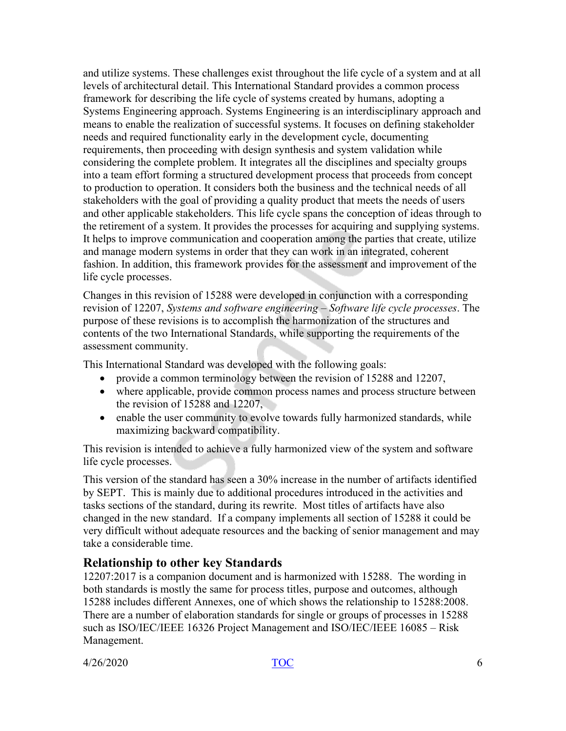and utilize systems. These challenges exist throughout the life cycle of a system and at all levels of architectural detail. This International Standard provides a common process framework for describing the life cycle of systems created by humans, adopting a Systems Engineering approach. Systems Engineering is an interdisciplinary approach and means to enable the realization of successful systems. It focuses on defining stakeholder needs and required functionality early in the development cycle, documenting requirements, then proceeding with design synthesis and system validation while considering the complete problem. It integrates all the disciplines and specialty groups into a team effort forming a structured development process that proceeds from concept to production to operation. It considers both the business and the technical needs of all stakeholders with the goal of providing a quality product that meets the needs of users and other applicable stakeholders. This life cycle spans the conception of ideas through to the retirement of a system. It provides the processes for acquiring and supplying systems. It helps to improve communication and cooperation among the parties that create, utilize and manage modern systems in order that they can work in an integrated, coherent fashion. In addition, this framework provides for the assessment and improvement of the life cycle processes.

Changes in this revision of 15288 were developed in conjunction with a corresponding revision of 12207, *Systems and software engineering – Software life cycle processes*. The purpose of these revisions is to accomplish the harmonization of the structures and contents of the two International Standards, while supporting the requirements of the assessment community.

This International Standard was developed with the following goals:

- provide a common terminology between the revision of 15288 and 12207,
- where applicable, provide common process names and process structure between the revision of 15288 and 12207,
- enable the user community to evolve towards fully harmonized standards, while maximizing backward compatibility.

This revision is intended to achieve a fully harmonized view of the system and software life cycle processes.

This version of the standard has seen a 30% increase in the number of artifacts identified by SEPT. This is mainly due to additional procedures introduced in the activities and tasks sections of the standard, during its rewrite. Most titles of artifacts have also changed in the new standard. If a company implements all section of 15288 it could be very difficult without adequate resources and the backing of senior management and may take a considerable time.

## Relationship to other key Standards

12207:2017 is a companion document and is harmonized with 15288. The wording in both standards is mostly the same for process titles, purpose and outcomes, although 15288 includes different Annexes, one of which shows the relationship to 15288:2008. There are a number of elaboration standards for single or groups of processes in 15288 such as ISO/IEC/IEEE 16326 Project Management and ISO/IEC/IEEE 16085 – Risk Management.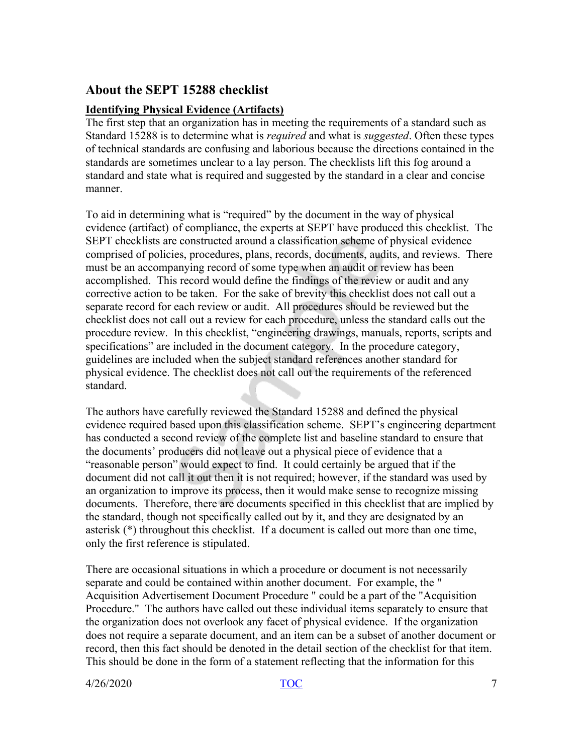## About the SEPT 15288 checklist

**Identifying Physical Evidence (Artifacts)**

The first step that an organization has in meeting the requirements of a standard such as Standard 15288 is to determine what is *required* and what is *suggested*. Often these types of technical standards are confusing and laborious because the directions contained in the standards are sometimes unclear to a lay person. The checklists lift this fog around a standard and state what is required and suggested by the standard in a clear and concise manner.

To aid in determining what is "required" by the document in the way of physical evidence (artifact) of compliance, the experts at SEPT have produced this checklist. The SEPT checklists are constructed around a classification scheme of physical evidence comprised of policies, procedures, plans, records, documents, audits, and reviews. There must be an accompanying record of some type when an audit or review has been accomplished. This record would define the findings of the review or audit and any corrective action to be taken. For the sake of brevity this checklist does not call out a separate record for each review or audit. All procedures should be reviewed but the checklist does not call out a review for each procedure, unless the standard calls out the procedure review. In this checklist, "engineering drawings, manuals, reports, scripts and specifications" are included in the document category. In the procedure category, guidelines are included when the subject standard references another standard for physical evidence. The checklist does not call out the requirements of the referenced standard.

The authors have carefully reviewed the Standard 15288 and defined the physical evidence required based upon this classification scheme. SEPT's engineering department has conducted a second review of the complete list and baseline standard to ensure that the documents' producers did not leave out a physical piece of evidence that a "reasonable person" would expect to find. It could certainly be argued that if the document did not call it out then it is not required; however, if the standard was used by an organization to improve its process, then it would make sense to recognize missing documents. Therefore, there are documents specified in this checklist that are implied by the standard, though not specifically called out by it, and they are designated by an asterisk (*) throughout this checklist. If a document is called out more than one time, only the first reference is stipulated.

There are occasional situations in which a procedure or document is not necessarily separate and could be contained within another document. For example, the " Acquisition Advertisement Document Procedure " could be a part of the "Acquisition Procedure." The authors have called out these individual items separately to ensure that the organization does not overlook any facet of physical evidence. If the organization does not require a separate document, and an item can be a subset of another document or record, then this fact should be denoted in the detail section of the checklist for that item. This should be done in the form of a statement reflecting that the information for this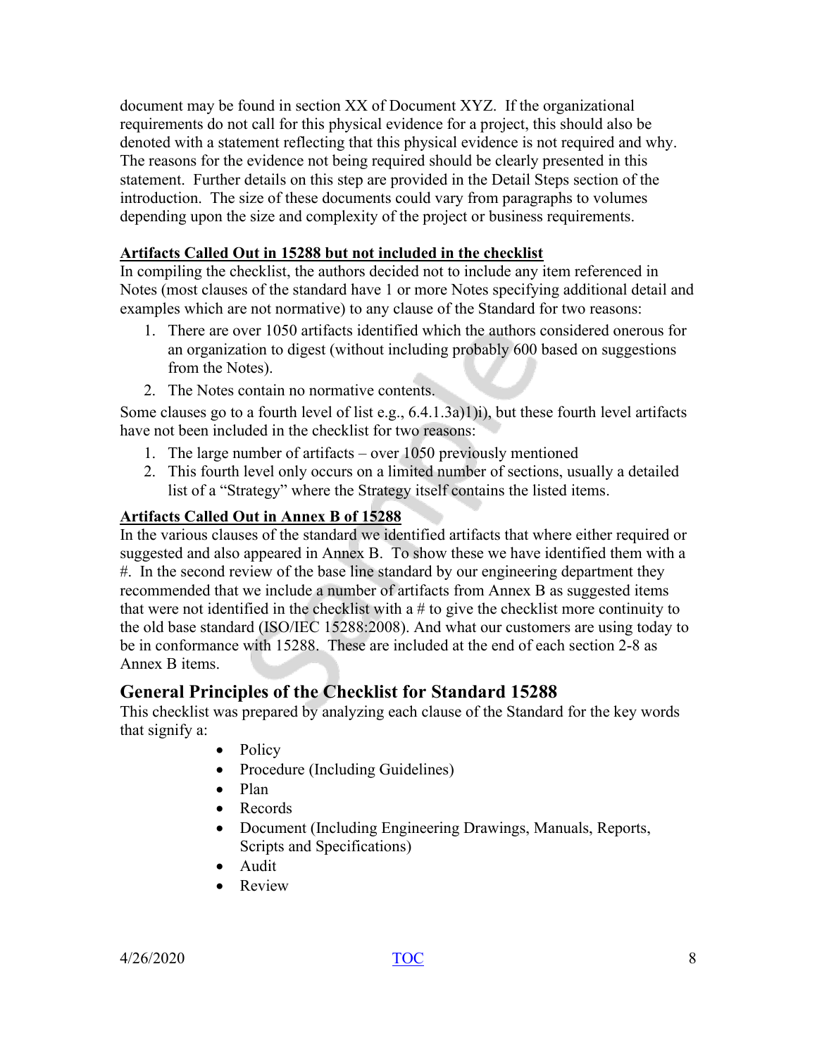document may be found in section XX of Document XYZ. If the organizational requirements do not call for this physical evidence for a project, this should also be denoted with a statement reflecting that this physical evidence is not required and why. The reasons for the evidence not being required should be clearly presented in this statement. Further details on this step are provided in the Detail Steps section of the introduction. The size of these documents could vary from paragraphs to volumes depending upon the size and complexity of the project or business requirements.

**Artifacts Called Out in 15288 but not included in the checklist**

In compiling the checklist, the authors decided not to include any item referenced in Notes (most clauses of the standard have 1 or more Notes specifying additional detail and examples which are not normative) to any clause of the Standard for two reasons:

1. There are over 1050 artifacts identified which the authors considered onerous for an organization to digest (without including probably 600 based on suggestions from the Notes).
2. The Notes contain no normative contents.

Some clauses go to a fourth level of list e.g., 6.4.1.3a)1)i), but these fourth level artifacts have not been included in the checklist for two reasons:

1. The large number of artifacts – over 1050 previously mentioned
2. This fourth level only occurs on a limited number of sections, usually a detailed list of a "Strategy" where the Strategy itself contains the listed items.

**Artifacts Called Out in Annex B of 15288**

In the various clauses of the standard we identified artifacts that where either required or suggested and also appeared in Annex B. To show these we have identified them with a #. In the second review of the base line standard by our engineering department they recommended that we include a number of artifacts from Annex B as suggested items that were not identified in the checklist with a # to give the checklist more continuity to the old base standard (ISO/IEC 15288:2008). And what our customers are using today to be in conformance with 15288. These are included at the end of each section 2-8 as Annex B items.

## General Principles of the Checklist for Standard 15288

This checklist was prepared by analyzing each clause of the Standard for the key words that signify a:

- Policy
- Procedure (Including Guidelines)
- Plan
- Records
- Document (Including Engineering Drawings, Manuals, Reports, Scripts and Specifications)
- Audit
- Review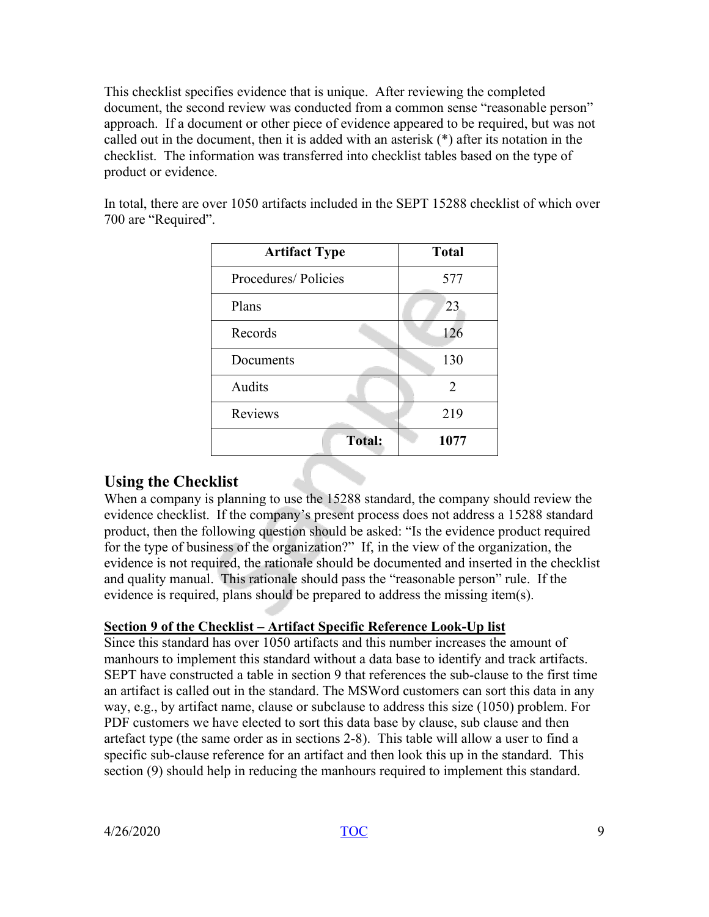This checklist specifies evidence that is unique. After reviewing the completed document, the second review was conducted from a common sense "reasonable person" approach. If a document or other piece of evidence appeared to be required, but was not called out in the document, then it is added with an asterisk (*) after its notation in the checklist. The information was transferred into checklist tables based on the type of product or evidence.

In total, there are over 1050 artifacts included in the SEPT 15288 checklist of which over 700 are "Required".

| Artifact Type | Total |
|---|---|
| Procedures/ Policies | 577 |
| Plans | 23 |
| Records | 126 |
| Documents | 130 |
| Audits | 2 |
| Reviews | 219 |
| **Total:** | **1077** |

## Using the Checklist

When a company is planning to use the 15288 standard, the company should review the evidence checklist. If the company's present process does not address a 15288 standard product, then the following question should be asked: "Is the evidence product required for the type of business of the organization?" If, in the view of the organization, the evidence is not required, the rationale should be documented and inserted in the checklist and quality manual. This rationale should pass the "reasonable person" rule. If the evidence is required, plans should be prepared to address the missing item(s).

**<u>Section 9 of the Checklist – Artifact Specific Reference Look-Up list</u>**

Since this standard has over 1050 artifacts and this number increases the amount of manhours to implement this standard without a data base to identify and track artifacts. SEPT have constructed a table in section 9 that references the sub-clause to the first time an artifact is called out in the standard. The MSWord customers can sort this data in any way, e.g., by artifact name, clause or subclause to address this size (1050) problem. For PDF customers we have elected to sort this data base by clause, sub clause and then artefact type (the same order as in sections 2-8). This table will allow a user to find a specific sub-clause reference for an artifact and then look this up in the standard. This section (9) should help in reducing the manhours required to implement this standard.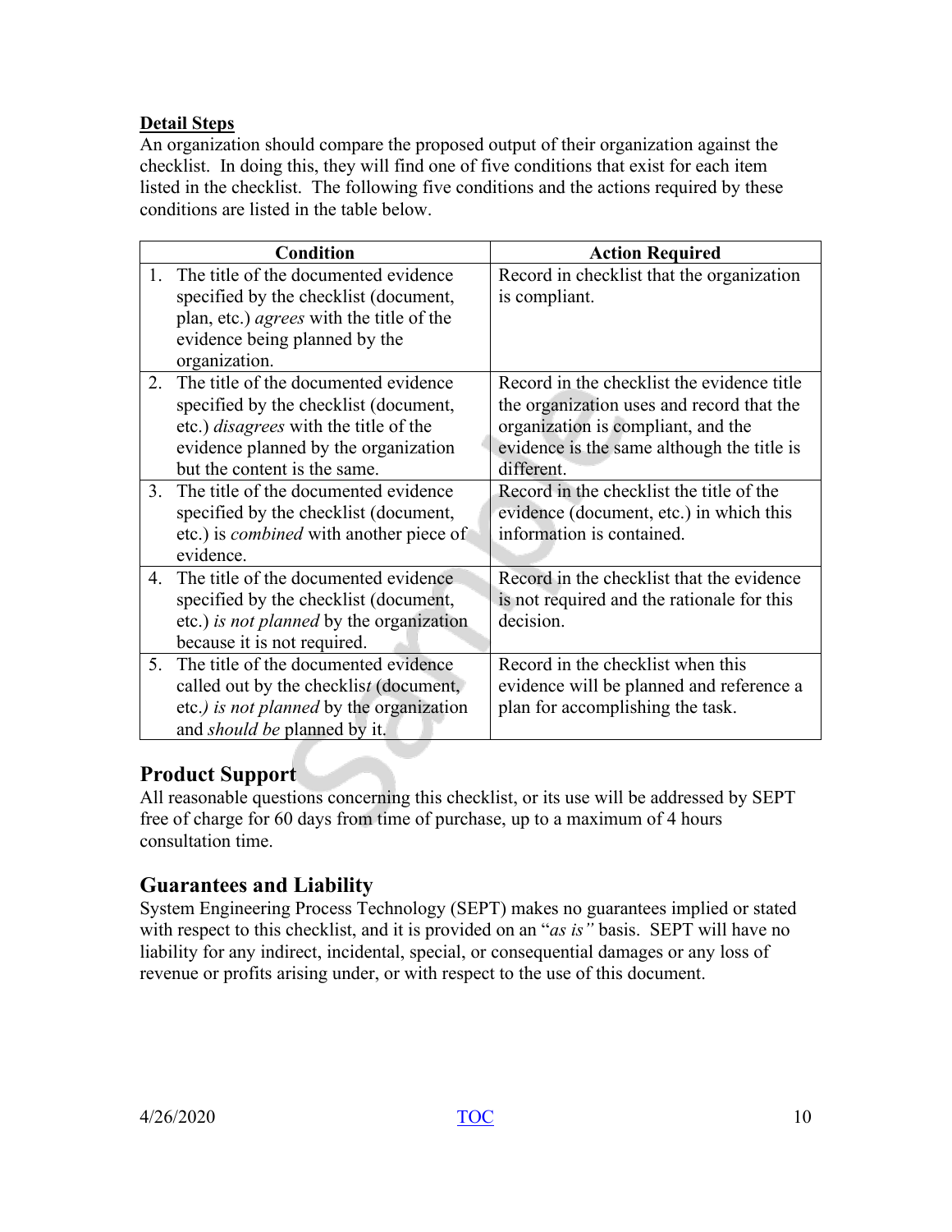**Detail Steps**

An organization should compare the proposed output of their organization against the checklist. In doing this, they will find one of five conditions that exist for each item listed in the checklist. The following five conditions and the actions required by these conditions are listed in the table below.

| Condition | Action Required |
|---|---|
| 1. The title of the documented evidence specified by the checklist (document, plan, etc.) *agrees* with the title of the evidence being planned by the organization. | Record in checklist that the organization is compliant. |
| 2. The title of the documented evidence specified by the checklist (document, etc.) *disagrees* with the title of the evidence planned by the organization but the content is the same. | Record in the checklist the evidence title the organization uses and record that the organization is compliant, and the evidence is the same although the title is different. |
| 3. The title of the documented evidence specified by the checklist (document, etc.) is *combined* with another piece of evidence. | Record in the checklist the title of the evidence (document, etc.) in which this information is contained. |
| 4. The title of the documented evidence specified by the checklist (document, etc.) *is not planned* by the organization because it is not required. | Record in the checklist that the evidence is not required and the rationale for this decision. |
| 5. The title of the documented evidence called out by the checklist (document, etc.) *is not planned* by the organization and *should be* planned by it. | Record in the checklist when this evidence will be planned and reference a plan for accomplishing the task. |

## Product Support

All reasonable questions concerning this checklist, or its use will be addressed by SEPT free of charge for 60 days from time of purchase, up to a maximum of 4 hours consultation time.

## Guarantees and Liability

System Engineering Process Technology (SEPT) makes no guarantees implied or stated with respect to this checklist, and it is provided on an "*as is"* basis. SEPT will have no liability for any indirect, incidental, special, or consequential damages or any loss of revenue or profits arising under, or with respect to the use of this document.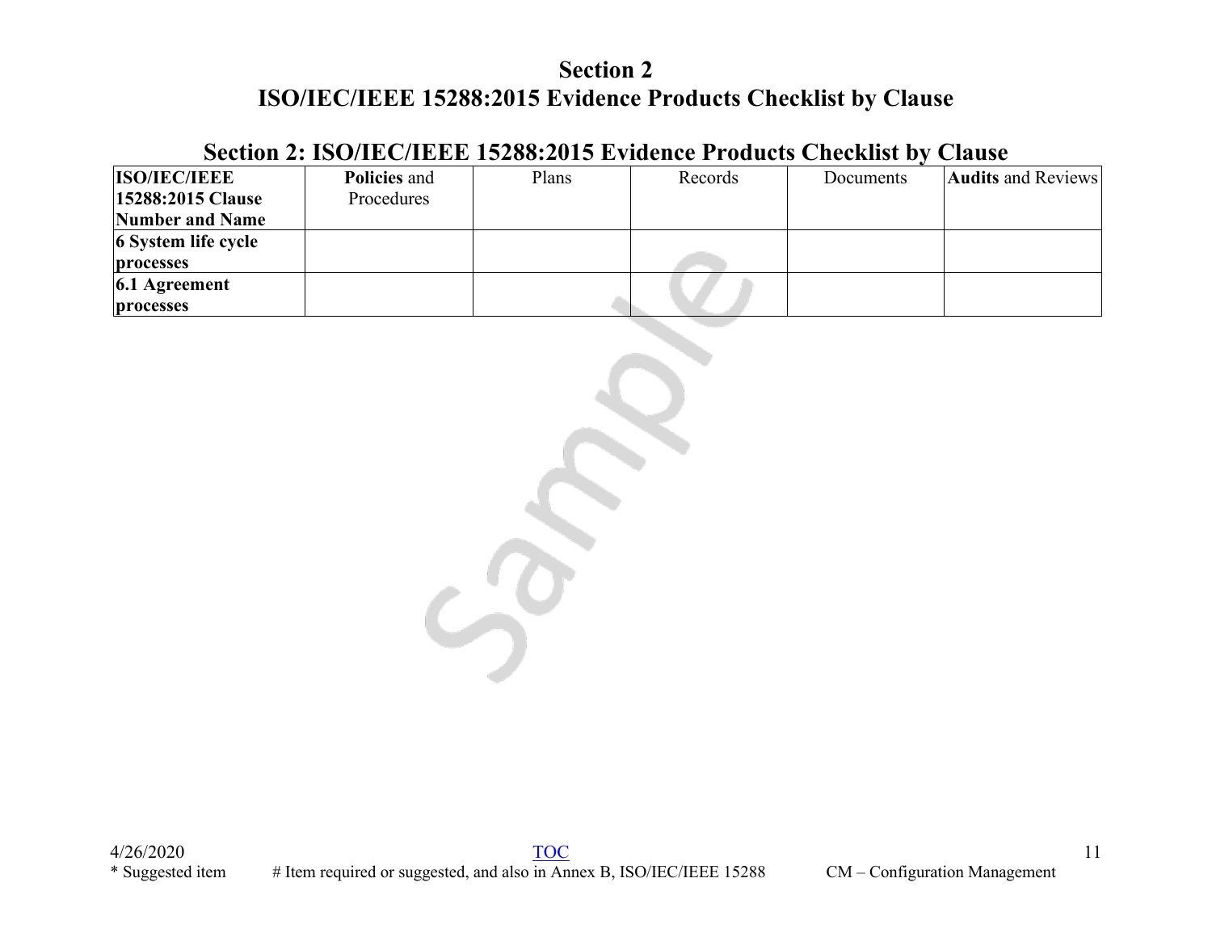# Section 2
# ISO/IEC/IEEE 15288:2015 Evidence Products Checklist by Clause

## Section 2: ISO/IEC/IEEE 15288:2015 Evidence Products Checklist by Clause

| **ISO/IEC/IEEE 15288:2015 Clause Number and Name** | **Policies** and Procedures | Plans | Records | Documents | **Audits** and Reviews |
|---|---|---|---|---|---|
| **6 System life cycle processes** | | | | | |
| **6.1 Agreement processes** | | | | | |

4/26/2020
TOC
* Suggested item # Item required or suggested, and also in Annex B, ISO/IEC/IEEE 15288 CM – Configuration Management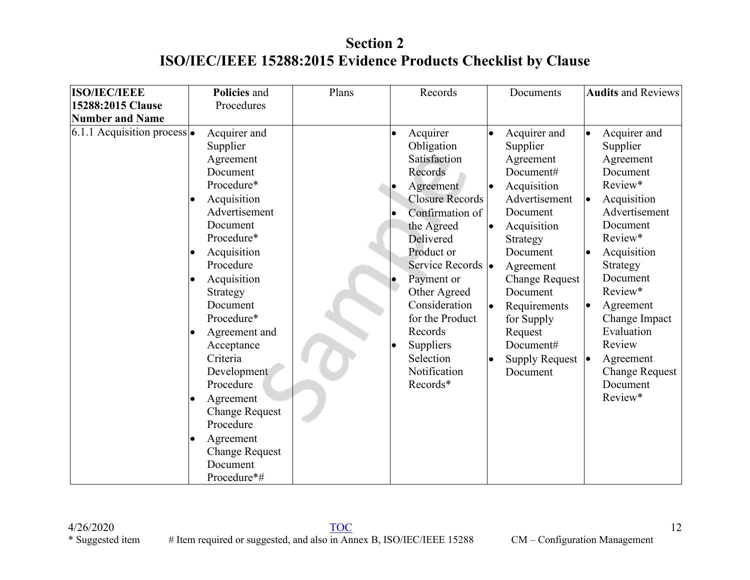# Section 2
# ISO/IEC/IEEE 15288:2015 Evidence Products Checklist by Clause

| **ISO/IEC/IEEE 15288:2015 Clause Number and Name** | **Policies** and Procedures | Plans | Records | Documents | **Audits** and Reviews |
|---|---|---|---|---|---|
| 6.1.1 Acquisition process | • Acquirer and Supplier Agreement Document Procedure*<br>• Acquisition Advertisement Document Procedure*<br>• Acquisition Procedure<br>• Acquisition Strategy Document Procedure*<br>• Agreement and Acceptance Criteria Development Procedure<br>• Agreement Change Request Procedure<br>• Agreement Change Request Document Procedure*# | | • Acquirer Obligation Satisfaction Records<br>• Agreement Closure Records<br>• Confirmation of the Agreed Delivered Product or Service Records<br>• Payment or Other Agreed Consideration for the Product Records<br>• Suppliers Selection Notification Records* | • Acquirer and Supplier Agreement Document#<br>• Acquisition Advertisement Document<br>• Acquisition Strategy Document<br>• Agreement Change Request Document<br>• Requirements for Supply Request Document#<br>• Supply Request Document | • Acquirer and Supplier Agreement Document Review*<br>• Acquisition Advertisement Document Review*<br>• Acquisition Strategy Document Review*<br>• Agreement Change Impact Evaluation Review<br>• Agreement Change Request Document Review* |

4/26/2020
* Suggested item    # Item required or suggested, and also in Annex B, ISO/IEC/IEEE 15288    CM – Configuration Management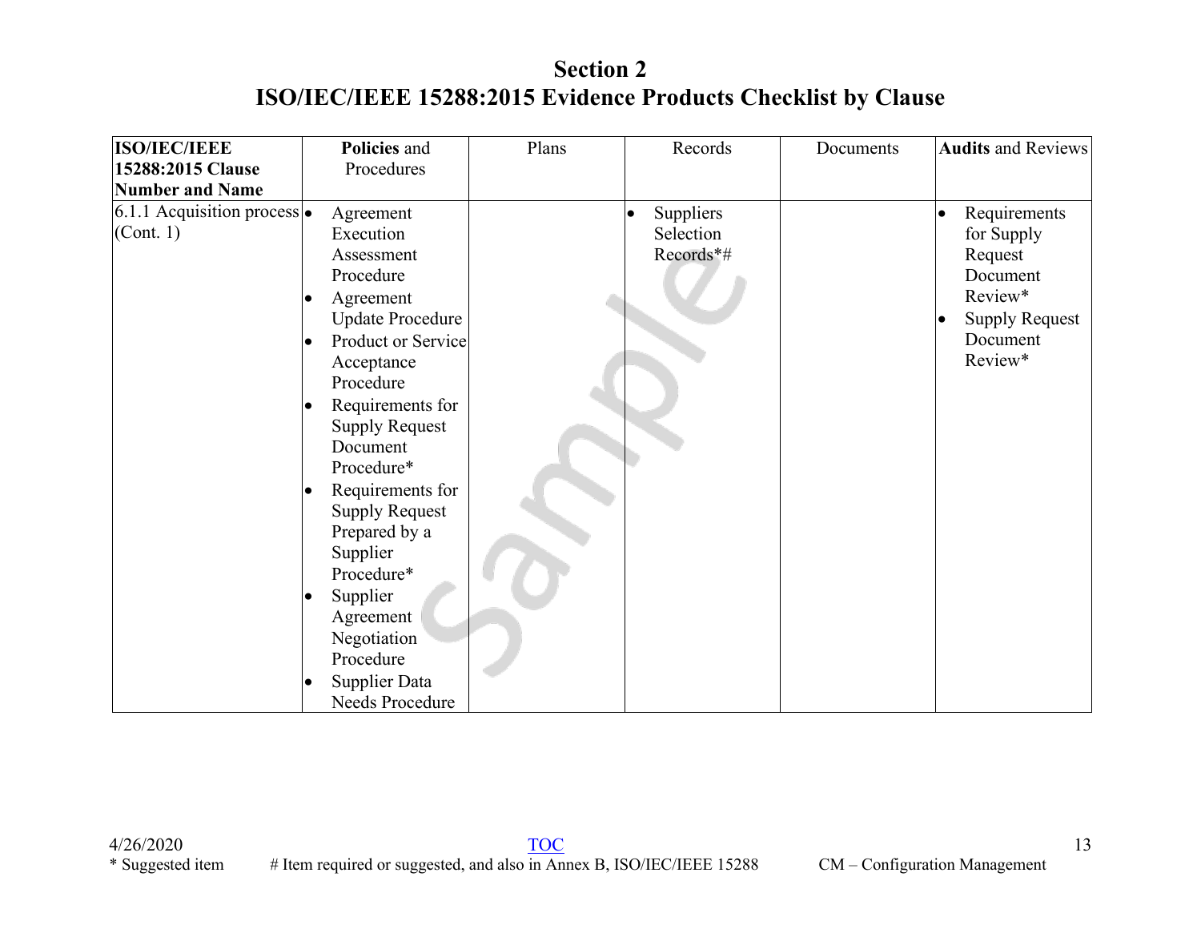# Section 2
# ISO/IEC/IEEE 15288:2015 Evidence Products Checklist by Clause

| **ISO/IEC/IEEE 15288:2015 Clause Number and Name** | **Policies** and Procedures | Plans | Records | Documents | **Audits** and Reviews |
|---|---|---|---|---|---|
| 6.1.1 Acquisition process (Cont. 1) | • Agreement Execution Assessment Procedure<br>• Agreement Update Procedure<br>• Product or Service Acceptance Procedure<br>• Requirements for Supply Request Document Procedure*<br>• Requirements for Supply Request Prepared by a Supplier Procedure*<br>• Supplier Agreement Negotiation Procedure<br>• Supplier Data Needs Procedure | | • Suppliers Selection Records*# | | • Requirements for Supply Request Document Review*<br>• Supply Request Document Review* |

4/26/2020 TOC

\* Suggested item # Item required or suggested, and also in Annex B, ISO/IEC/IEEE 15288 CM – Configuration Management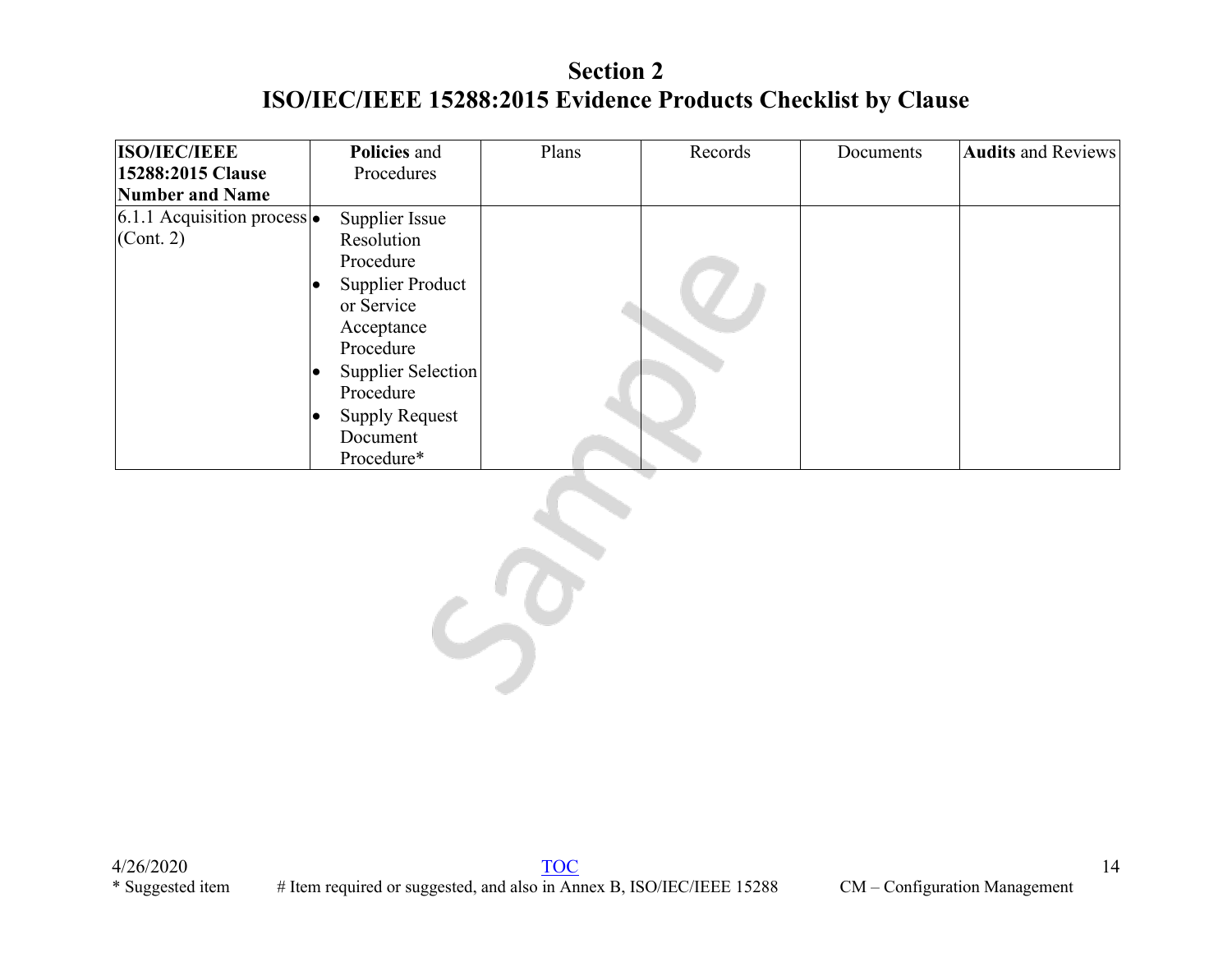# Section 2
# ISO/IEC/IEEE 15288:2015 Evidence Products Checklist by Clause

| **ISO/IEC/IEEE 15288:2015 Clause Number and Name** | **Policies** and Procedures | Plans | Records | Documents | **Audits** and Reviews |
|---|---|---|---|---|---|
| 6.1.1 Acquisition process (Cont. 2) | • Supplier Issue Resolution Procedure<br>• Supplier Product or Service Acceptance Procedure<br>• Supplier Selection Procedure<br>• Supply Request Document Procedure* | | | | |

4/26/2020

TOC

\* Suggested item    # Item required or suggested, and also in Annex B, ISO/IEC/IEEE 15288    CM – Configuration Management